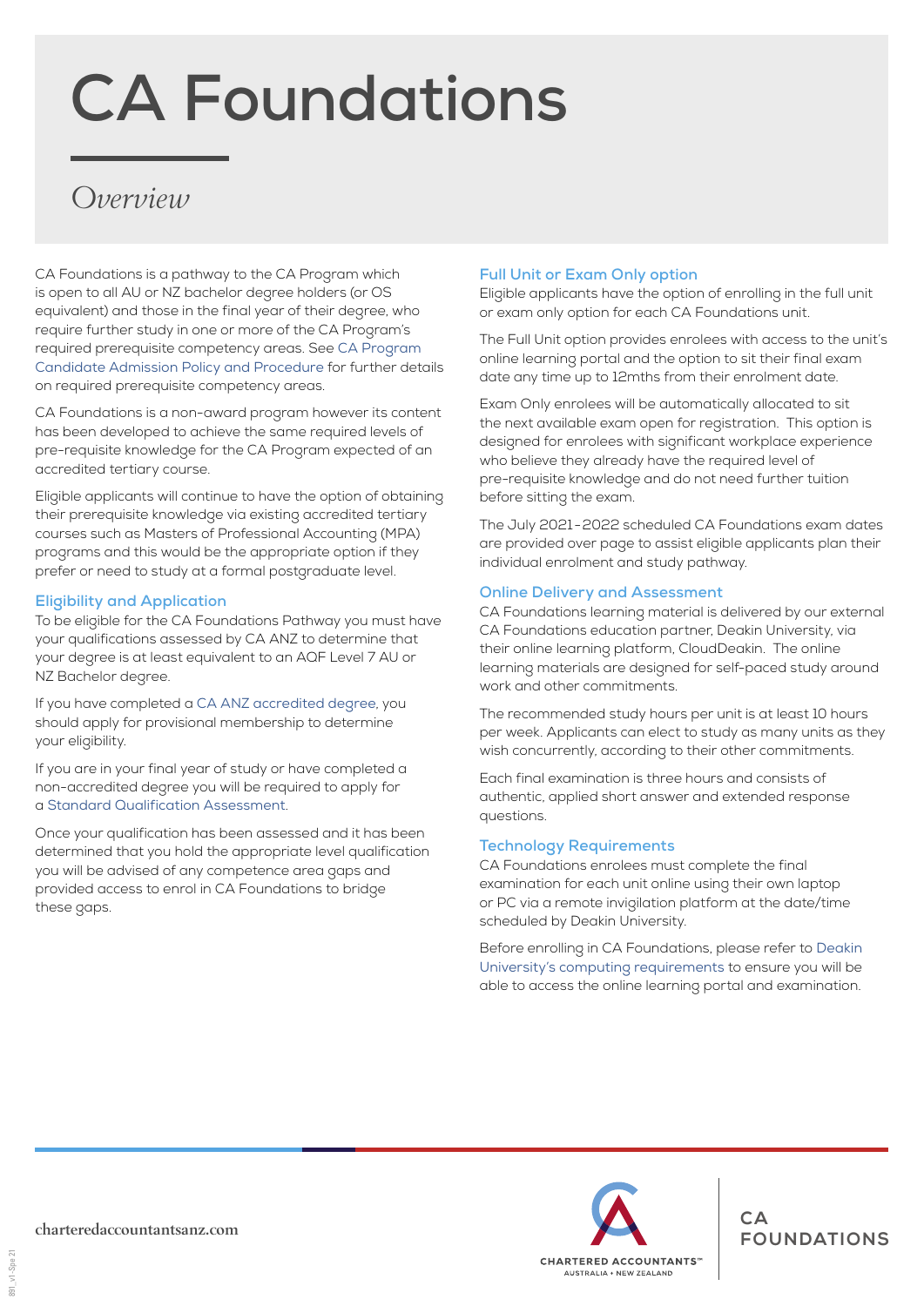# CA Foundations

## *Overview*

CA Foundations is a pathway to the CA Program which is open to all AU or NZ bachelor degree holders (or OS equivalent) and those in the final year of their degree, who require further study in one or more of the CA Program's required prerequisite competency areas. See CA Program Candidate Admission Policy and Procedure for further details on required prerequisite competency areas.

CA Foundations is a non-award program however its content has been developed to achieve the same required levels of pre-requisite knowledge for the CA Program expected of an accredited tertiary course.

Eligible applicants will continue to have the option of obtaining their prerequisite knowledge via existing accredited tertiary courses such as Masters of Professional Accounting (MPA) programs and this would be the appropriate option if they prefer or need to study at a formal postgraduate level.

### Eligibility and Application

To be eligible for the CA Foundations Pathway you must have your qualifications assessed by CA ANZ to determine that your degree is at least equivalent to an AQF Level 7 AU or NZ Bachelor degree.

If you have completed a CA ANZ accredited degree, you should apply for provisional membership to determine your eligibility.

If you are in your final year of study or have completed a non-accredited degree you will be required to apply for a Standard Qualification Assessment.

Once your qualification has been assessed and it has been determined that you hold the appropriate level qualification you will be advised of any competence area gaps and provided access to enrol in CA Foundations to bridge these gaps.

### Full Unit or Exam Only option

Eligible applicants have the option of enrolling in the full unit or exam only option for each CA Foundations unit.

The Full Unit option provides enrolees with access to the unit's online learning portal and the option to sit their final exam date any time up to 12mths from their enrolment date.

Exam Only enrolees will be automatically allocated to sit the next available exam open for registration. This option is designed for enrolees with significant workplace experience who believe they already have the required level of pre-requisite knowledge and do not need further tuition before sitting the exam.

The July 2021-2022 scheduled CA Foundations exam dates are provided over page to assist eligible applicants plan their individual enrolment and study pathway.

### Online Delivery and Assessment

CA Foundations learning material is delivered by our external CA Foundations education partner, Deakin University, via their online learning platform, CloudDeakin. The online learning materials are designed for self-paced study around work and other commitments.

The recommended study hours per unit is at least 10 hours per week. Applicants can elect to study as many units as they wish concurrently, according to their other commitments.

Each final examination is three hours and consists of authentic, applied short answer and extended response questions.

### Technology Requirements

CA Foundations enrolees must complete the final examination for each unit online using their own laptop or PC via a remote invigilation platform at the date/time scheduled by Deakin University.

Before enrolling in CA Foundations, please refer to Deakin University's computing requirements to ensure you will be able to access the online learning portal and examination.

charteredaccountantsanz.com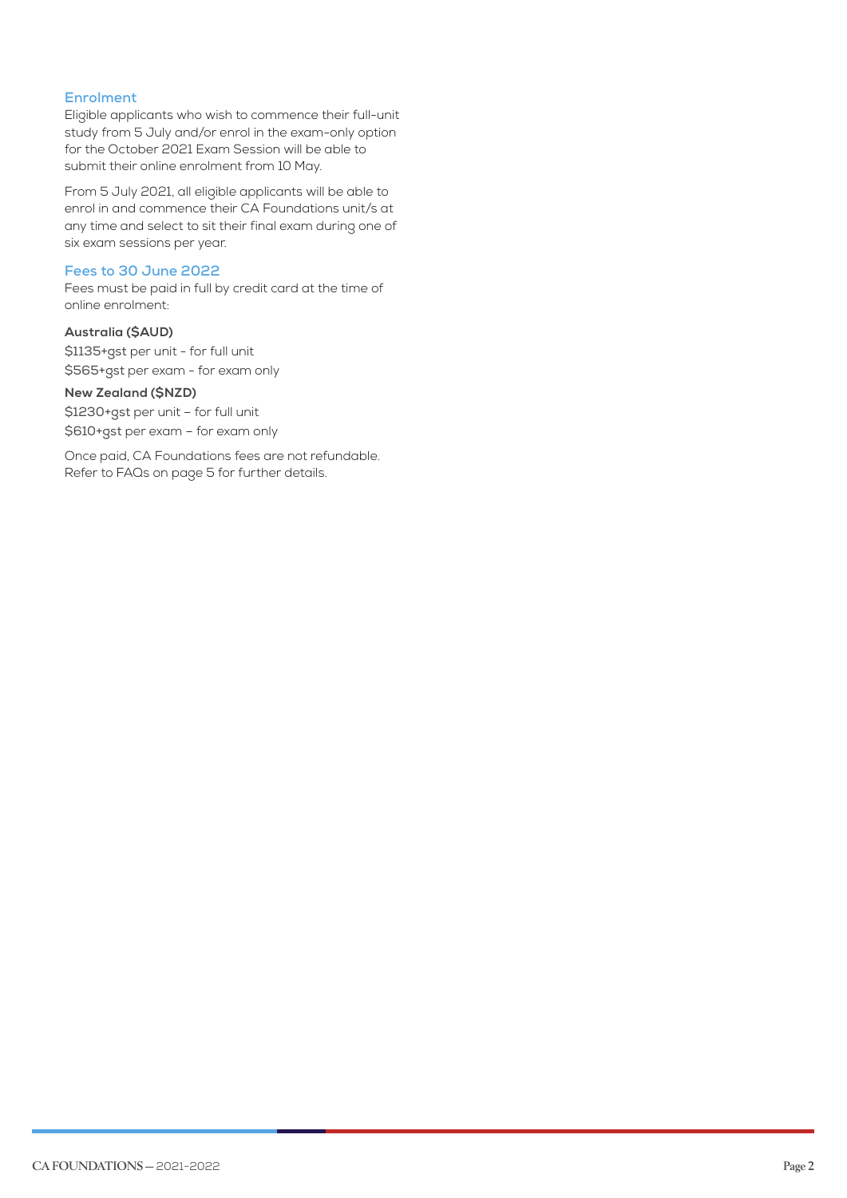## Enrolment

Eligible applicants who wish to commence their full-unit study from 5 July and/or enrol in the exam-only option for the October 2021 Exam Session will be able to submit their online enrolment from 10 May.

From 5 July 2021, all eligible applicants will be able to enrol in and commence their CA Foundations unit/s at any time and select to sit their final exam during one of six exam sessions per year.

## Fees to 30 June 2022

Fees must be paid in full by credit card at the time of online enrolment:

**Australia ($AUD)**

$1135+gst per unit - for full unit
$565+gst per exam - for exam only

**New Zealand ($NZD)**

$1230+gst per unit – for full unit
$610+gst per exam – for exam only

Once paid, CA Foundations fees are not refundable. Refer to FAQs on page 5 for further details.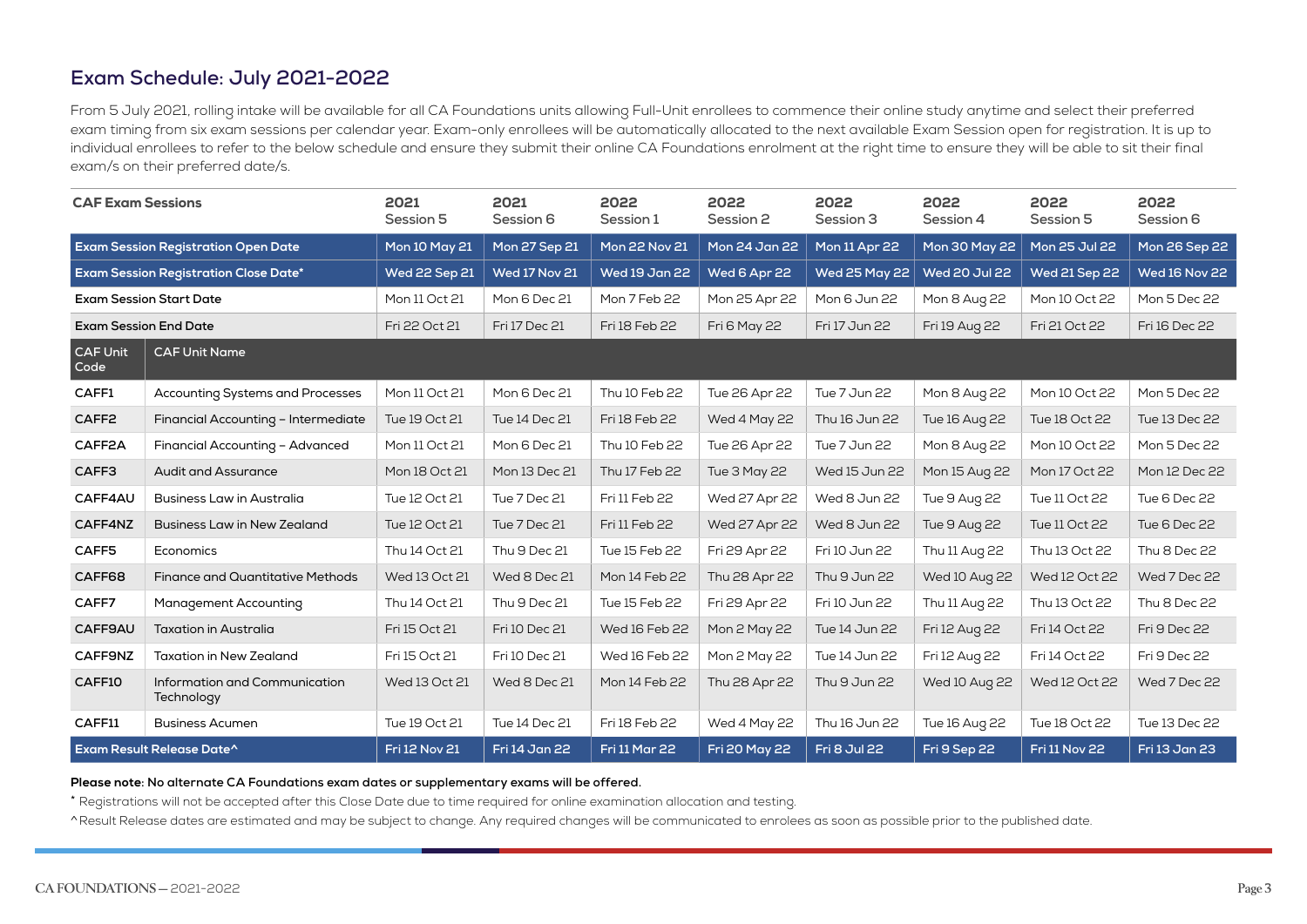## Exam Schedule: July 2021-2022

From 5 July 2021, rolling intake will be available for all CA Foundations units allowing Full-Unit enrollees to commence their online study anytime and select their preferred exam timing from six exam sessions per calendar year. Exam-only enrollees will be automatically allocated to the next available Exam Session open for registration. It is up to individual enrollees to refer to the below schedule and ensure they submit their online CA Foundations enrolment at the right time to ensure they will be able to sit their final exam/s on their preferred date/s.

| CAF Exam Sessions | | 2021 Session 5 | 2021 Session 6 | 2022 Session 1 | 2022 Session 2 | 2022 Session 3 | 2022 Session 4 | 2022 Session 5 | 2022 Session 6 |
|---|---|---|---|---|---|---|---|---|---|
| **Exam Session Registration Open Date** | | Mon 10 May 21 | Mon 27 Sep 21 | Mon 22 Nov 21 | Mon 24 Jan 22 | Mon 11 Apr 22 | Mon 30 May 22 | Mon 25 Jul 22 | Mon 26 Sep 22 |
| **Exam Session Registration Close Date*** | | Wed 22 Sep 21 | Wed 17 Nov 21 | Wed 19 Jan 22 | Wed 6 Apr 22 | Wed 25 May 22 | Wed 20 Jul 22 | Wed 21 Sep 22 | Wed 16 Nov 22 |
| **Exam Session Start Date** | | Mon 11 Oct 21 | Mon 6 Dec 21 | Mon 7 Feb 22 | Mon 25 Apr 22 | Mon 6 Jun 22 | Mon 8 Aug 22 | Mon 10 Oct 22 | Mon 5 Dec 22 |
| **Exam Session End Date** | | Fri 22 Oct 21 | Fri 17 Dec 21 | Fri 18 Feb 22 | Fri 6 May 22 | Fri 17 Jun 22 | Fri 19 Aug 22 | Fri 21 Oct 22 | Fri 16 Dec 22 |
| **CAF Unit Code** | **CAF Unit Name** | | | | | | | | |
| **CAFF1** | Accounting Systems and Processes | Mon 11 Oct 21 | Mon 6 Dec 21 | Thu 10 Feb 22 | Tue 26 Apr 22 | Tue 7 Jun 22 | Mon 8 Aug 22 | Mon 10 Oct 22 | Mon 5 Dec 22 |
| **CAFF2** | Financial Accounting – Intermediate | Tue 19 Oct 21 | Tue 14 Dec 21 | Fri 18 Feb 22 | Wed 4 May 22 | Thu 16 Jun 22 | Tue 16 Aug 22 | Tue 18 Oct 22 | Tue 13 Dec 22 |
| **CAFF2A** | Financial Accounting – Advanced | Mon 11 Oct 21 | Mon 6 Dec 21 | Thu 10 Feb 22 | Tue 26 Apr 22 | Tue 7 Jun 22 | Mon 8 Aug 22 | Mon 10 Oct 22 | Mon 5 Dec 22 |
| **CAFF3** | Audit and Assurance | Mon 18 Oct 21 | Mon 13 Dec 21 | Thu 17 Feb 22 | Tue 3 May 22 | Wed 15 Jun 22 | Mon 15 Aug 22 | Mon 17 Oct 22 | Mon 12 Dec 22 |
| **CAFF4AU** | Business Law in Australia | Tue 12 Oct 21 | Tue 7 Dec 21 | Fri 11 Feb 22 | Wed 27 Apr 22 | Wed 8 Jun 22 | Tue 9 Aug 22 | Tue 11 Oct 22 | Tue 6 Dec 22 |
| **CAFF4NZ** | Business Law in New Zealand | Tue 12 Oct 21 | Tue 7 Dec 21 | Fri 11 Feb 22 | Wed 27 Apr 22 | Wed 8 Jun 22 | Tue 9 Aug 22 | Tue 11 Oct 22 | Tue 6 Dec 22 |
| **CAFF5** | Economics | Thu 14 Oct 21 | Thu 9 Dec 21 | Tue 15 Feb 22 | Fri 29 Apr 22 | Fri 10 Jun 22 | Thu 11 Aug 22 | Thu 13 Oct 22 | Thu 8 Dec 22 |
| **CAFF68** | Finance and Quantitative Methods | Wed 13 Oct 21 | Wed 8 Dec 21 | Mon 14 Feb 22 | Thu 28 Apr 22 | Thu 9 Jun 22 | Wed 10 Aug 22 | Wed 12 Oct 22 | Wed 7 Dec 22 |
| **CAFF7** | Management Accounting | Thu 14 Oct 21 | Thu 9 Dec 21 | Tue 15 Feb 22 | Fri 29 Apr 22 | Fri 10 Jun 22 | Thu 11 Aug 22 | Thu 13 Oct 22 | Thu 8 Dec 22 |
| **CAFF9AU** | Taxation in Australia | Fri 15 Oct 21 | Fri 10 Dec 21 | Wed 16 Feb 22 | Mon 2 May 22 | Tue 14 Jun 22 | Fri 12 Aug 22 | Fri 14 Oct 22 | Fri 9 Dec 22 |
| **CAFF9NZ** | Taxation in New Zealand | Fri 15 Oct 21 | Fri 10 Dec 21 | Wed 16 Feb 22 | Mon 2 May 22 | Tue 14 Jun 22 | Fri 12 Aug 22 | Fri 14 Oct 22 | Fri 9 Dec 22 |
| **CAFF10** | Information and Communication Technology | Wed 13 Oct 21 | Wed 8 Dec 21 | Mon 14 Feb 22 | Thu 28 Apr 22 | Thu 9 Jun 22 | Wed 10 Aug 22 | Wed 12 Oct 22 | Wed 7 Dec 22 |
| **CAFF11** | Business Acumen | Tue 19 Oct 21 | Tue 14 Dec 21 | Fri 18 Feb 22 | Wed 4 May 22 | Thu 16 Jun 22 | Tue 16 Aug 22 | Tue 18 Oct 22 | Tue 13 Dec 22 |
| **Exam Result Release Date^** | | Fri 12 Nov 21 | Fri 14 Jan 22 | Fri 11 Mar 22 | Fri 20 May 22 | Fri 8 Jul 22 | Fri 9 Sep 22 | Fri 11 Nov 22 | Fri 13 Jan 23 |

**Please note: No alternate CA Foundations exam dates or supplementary exams will be offered.**

* Registrations will not be accepted after this Close Date due to time required for online examination allocation and testing.

^ Result Release dates are estimated and may be subject to change. Any required changes will be communicated to enrolees as soon as possible prior to the published date.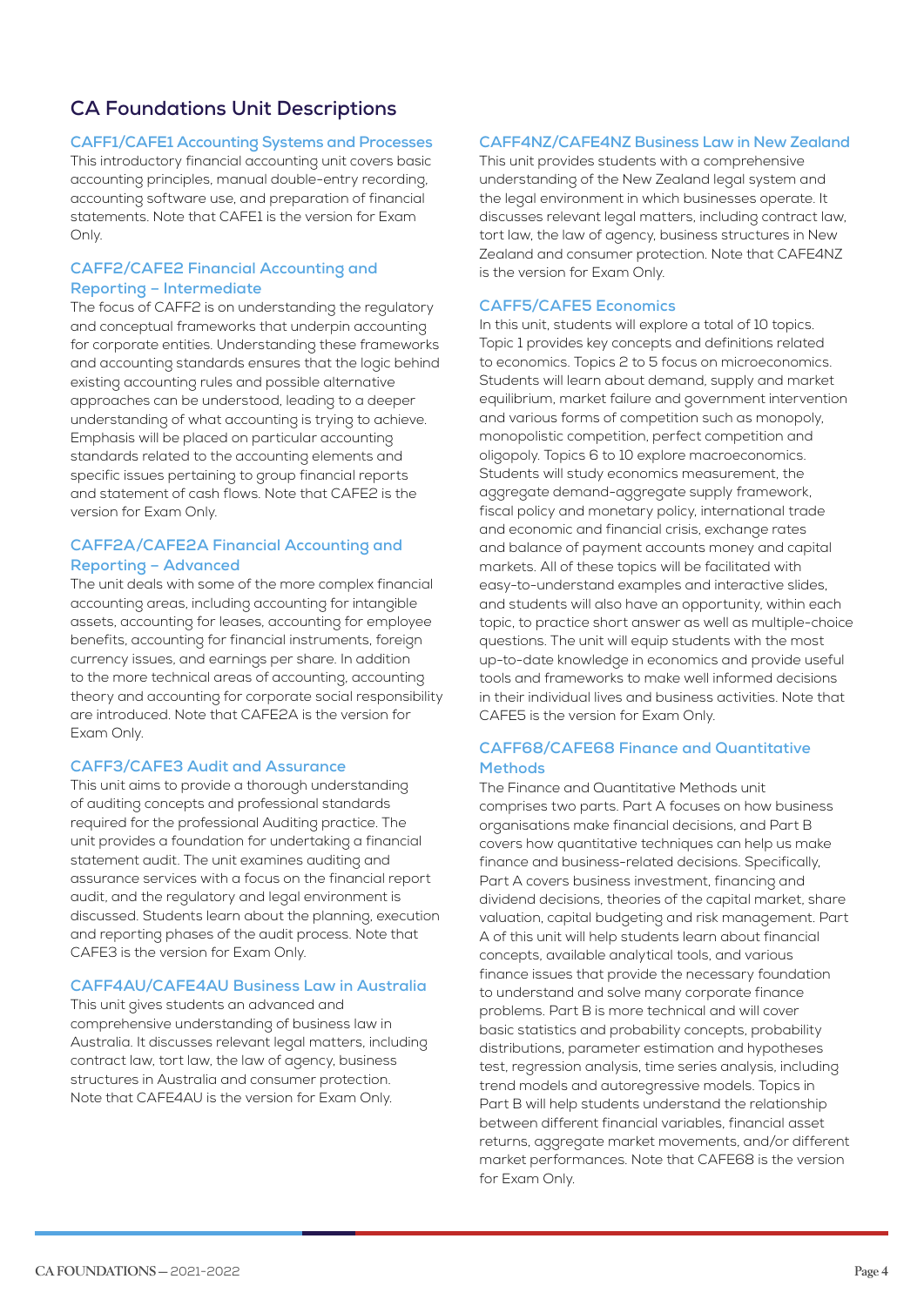## CA Foundations Unit Descriptions

### CAFF1/CAFE1 Accounting Systems and Processes

This introductory financial accounting unit covers basic accounting principles, manual double-entry recording, accounting software use, and preparation of financial statements. Note that CAFE1 is the version for Exam Only.

### CAFF2/CAFE2 Financial Accounting and Reporting – Intermediate

The focus of CAFF2 is on understanding the regulatory and conceptual frameworks that underpin accounting for corporate entities. Understanding these frameworks and accounting standards ensures that the logic behind existing accounting rules and possible alternative approaches can be understood, leading to a deeper understanding of what accounting is trying to achieve. Emphasis will be placed on particular accounting standards related to the accounting elements and specific issues pertaining to group financial reports and statement of cash flows. Note that CAFE2 is the version for Exam Only.

### CAFF2A/CAFE2A Financial Accounting and Reporting – Advanced

The unit deals with some of the more complex financial accounting areas, including accounting for intangible assets, accounting for leases, accounting for employee benefits, accounting for financial instruments, foreign currency issues, and earnings per share. In addition to the more technical areas of accounting, accounting theory and accounting for corporate social responsibility are introduced. Note that CAFE2A is the version for Exam Only.

### CAFF3/CAFE3 Audit and Assurance

This unit aims to provide a thorough understanding of auditing concepts and professional standards required for the professional Auditing practice. The unit provides a foundation for undertaking a financial statement audit. The unit examines auditing and assurance services with a focus on the financial report audit, and the regulatory and legal environment is discussed. Students learn about the planning, execution and reporting phases of the audit process. Note that CAFE3 is the version for Exam Only.

### CAFF4AU/CAFE4AU Business Law in Australia

This unit gives students an advanced and comprehensive understanding of business law in Australia. It discusses relevant legal matters, including contract law, tort law, the law of agency, business structures in Australia and consumer protection. Note that CAFE4AU is the version for Exam Only.

### CAFF4NZ/CAFE4NZ Business Law in New Zealand

This unit provides students with a comprehensive understanding of the New Zealand legal system and the legal environment in which businesses operate. It discusses relevant legal matters, including contract law, tort law, the law of agency, business structures in New Zealand and consumer protection. Note that CAFE4NZ is the version for Exam Only.

### CAFF5/CAFE5 Economics

In this unit, students will explore a total of 10 topics. Topic 1 provides key concepts and definitions related to economics. Topics 2 to 5 focus on microeconomics. Students will learn about demand, supply and market equilibrium, market failure and government intervention and various forms of competition such as monopoly, monopolistic competition, perfect competition and oligopoly. Topics 6 to 10 explore macroeconomics. Students will study economics measurement, the aggregate demand-aggregate supply framework, fiscal policy and monetary policy, international trade and economic and financial crisis, exchange rates and balance of payment accounts money and capital markets. All of these topics will be facilitated with easy-to-understand examples and interactive slides, and students will also have an opportunity, within each topic, to practice short answer as well as multiple-choice questions. The unit will equip students with the most up-to-date knowledge in economics and provide useful tools and frameworks to make well informed decisions in their individual lives and business activities. Note that CAFE5 is the version for Exam Only.

### CAFF68/CAFE68 Finance and Quantitative Methods

The Finance and Quantitative Methods unit comprises two parts. Part A focuses on how business organisations make financial decisions, and Part B covers how quantitative techniques can help us make finance and business-related decisions. Specifically, Part A covers business investment, financing and dividend decisions, theories of the capital market, share valuation, capital budgeting and risk management. Part A of this unit will help students learn about financial concepts, available analytical tools, and various finance issues that provide the necessary foundation to understand and solve many corporate finance problems. Part B is more technical and will cover basic statistics and probability concepts, probability distributions, parameter estimation and hypotheses test, regression analysis, time series analysis, including trend models and autoregressive models. Topics in Part B will help students understand the relationship between different financial variables, financial asset returns, aggregate market movements, and/or different market performances. Note that CAFE68 is the version for Exam Only.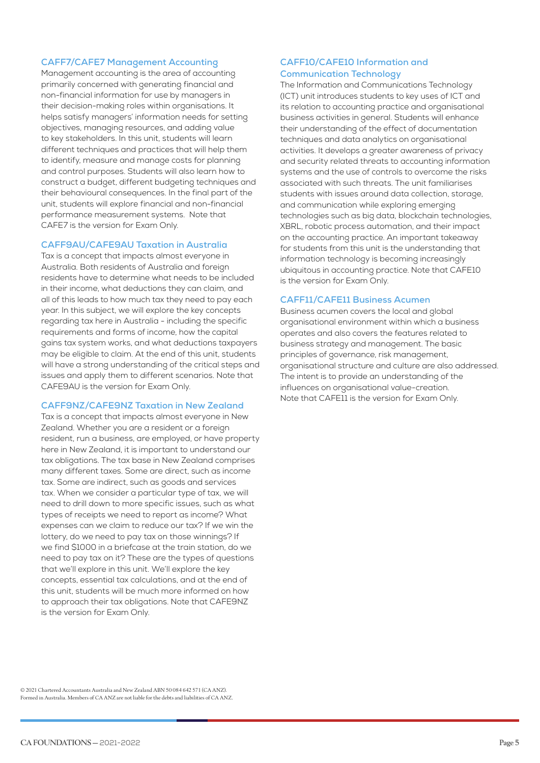### CAFF7/CAFE7 Management Accounting

Management accounting is the area of accounting primarily concerned with generating financial and non-financial information for use by managers in their decision-making roles within organisations. It helps satisfy managers' information needs for setting objectives, managing resources, and adding value to key stakeholders. In this unit, students will learn different techniques and practices that will help them to identify, measure and manage costs for planning and control purposes. Students will also learn how to construct a budget, different budgeting techniques and their behavioural consequences. In the final part of the unit, students will explore financial and non-financial performance measurement systems. Note that CAFE7 is the version for Exam Only.

### CAFF9AU/CAFE9AU Taxation in Australia

Tax is a concept that impacts almost everyone in Australia. Both residents of Australia and foreign residents have to determine what needs to be included in their income, what deductions they can claim, and all of this leads to how much tax they need to pay each year. In this subject, we will explore the key concepts regarding tax here in Australia - including the specific requirements and forms of income, how the capital gains tax system works, and what deductions taxpayers may be eligible to claim. At the end of this unit, students will have a strong understanding of the critical steps and issues and apply them to different scenarios. Note that CAFE9AU is the version for Exam Only.

### CAFF9NZ/CAFE9NZ Taxation in New Zealand

Tax is a concept that impacts almost everyone in New Zealand. Whether you are a resident or a foreign resident, run a business, are employed, or have property here in New Zealand, it is important to understand our tax obligations. The tax base in New Zealand comprises many different taxes. Some are direct, such as income tax. Some are indirect, such as goods and services tax. When we consider a particular type of tax, we will need to drill down to more specific issues, such as what types of receipts we need to report as income? What expenses can we claim to reduce our tax? If we win the lottery, do we need to pay tax on those winnings? If we find $1000 in a briefcase at the train station, do we need to pay tax on it? These are the types of questions that we'll explore in this unit. We'll explore the key concepts, essential tax calculations, and at the end of this unit, students will be much more informed on how to approach their tax obligations. Note that CAFE9NZ is the version for Exam Only.

### CAFF10/CAFE10 Information and Communication Technology

The Information and Communications Technology (ICT) unit introduces students to key uses of ICT and its relation to accounting practice and organisational business activities in general. Students will enhance their understanding of the effect of documentation techniques and data analytics on organisational activities. It develops a greater awareness of privacy and security related threats to accounting information systems and the use of controls to overcome the risks associated with such threats. The unit familiarises students with issues around data collection, storage, and communication while exploring emerging technologies such as big data, blockchain technologies, XBRL, robotic process automation, and their impact on the accounting practice. An important takeaway for students from this unit is the understanding that information technology is becoming increasingly ubiquitous in accounting practice. Note that CAFE10 is the version for Exam Only.

### CAFF11/CAFE11 Business Acumen

Business acumen covers the local and global organisational environment within which a business operates and also covers the features related to business strategy and management. The basic principles of governance, risk management, organisational structure and culture are also addressed. The intent is to provide an understanding of the influences on organisational value-creation. Note that CAFE11 is the version for Exam Only.

© 2021 Chartered Accountants Australia and New Zealand ABN 50 084 642 571 (CA ANZ). Formed in Australia. Members of CA ANZ are not liable for the debts and liabilities of CA ANZ.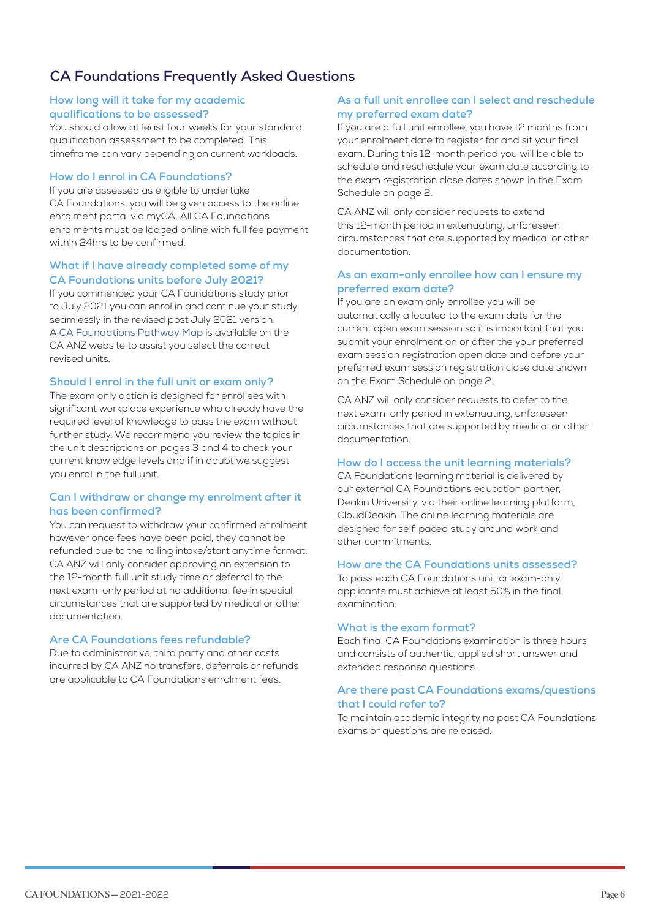## CA Foundations Frequently Asked Questions

### How long will it take for my academic qualifications to be assessed?

You should allow at least four weeks for your standard qualification assessment to be completed. This timeframe can vary depending on current workloads.

### How do I enrol in CA Foundations?

If you are assessed as eligible to undertake CA Foundations, you will be given access to the online enrolment portal via myCA. All CA Foundations enrolments must be lodged online with full fee payment within 24hrs to be confirmed.

### What if I have already completed some of my CA Foundations units before July 2021?

If you commenced your CA Foundations study prior to July 2021 you can enrol in and continue your study seamlessly in the revised post July 2021 version. A CA Foundations Pathway Map is available on the CA ANZ website to assist you select the correct revised units.

### Should I enrol in the full unit or exam only?

The exam only option is designed for enrollees with significant workplace experience who already have the required level of knowledge to pass the exam without further study. We recommend you review the topics in the unit descriptions on pages 3 and 4 to check your current knowledge levels and if in doubt we suggest you enrol in the full unit.

### Can I withdraw or change my enrolment after it has been confirmed?

You can request to withdraw your confirmed enrolment however once fees have been paid, they cannot be refunded due to the rolling intake/start anytime format. CA ANZ will only consider approving an extension to the 12-month full unit study time or deferral to the next exam-only period at no additional fee in special circumstances that are supported by medical or other documentation.

### Are CA Foundations fees refundable?

Due to administrative, third party and other costs incurred by CA ANZ no transfers, deferrals or refunds are applicable to CA Foundations enrolment fees.

### As a full unit enrollee can I select and reschedule my preferred exam date?

If you are a full unit enrollee, you have 12 months from your enrolment date to register for and sit your final exam. During this 12-month period you will be able to schedule and reschedule your exam date according to the exam registration close dates shown in the Exam Schedule on page 2.

CA ANZ will only consider requests to extend this 12-month period in extenuating, unforeseen circumstances that are supported by medical or other documentation.

### As an exam-only enrollee how can I ensure my preferred exam date?

If you are an exam only enrollee you will be automatically allocated to the exam date for the current open exam session so it is important that you submit your enrolment on or after the your preferred exam session registration open date and before your preferred exam session registration close date shown on the Exam Schedule on page 2.

CA ANZ will only consider requests to defer to the next exam-only period in extenuating, unforeseen circumstances that are supported by medical or other documentation.

### How do I access the unit learning materials?

CA Foundations learning material is delivered by our external CA Foundations education partner, Deakin University, via their online learning platform, CloudDeakin. The online learning materials are designed for self-paced study around work and other commitments.

### How are the CA Foundations units assessed?

To pass each CA Foundations unit or exam-only, applicants must achieve at least 50% in the final examination.

### What is the exam format?

Each final CA Foundations examination is three hours and consists of authentic, applied short answer and extended response questions.

### Are there past CA Foundations exams/questions that I could refer to?

To maintain academic integrity no past CA Foundations exams or questions are released.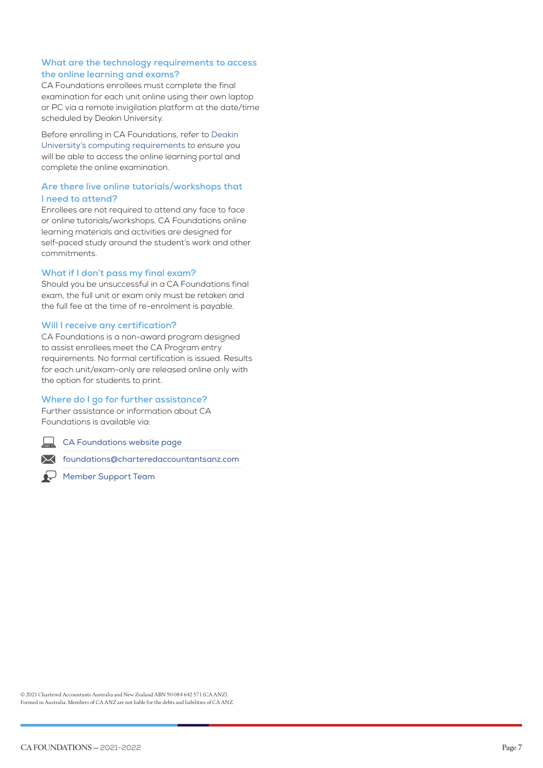### What are the technology requirements to access the online learning and exams?

CA Foundations enrollees must complete the final examination for each unit online using their own laptop or PC via a remote invigilation platform at the date/time scheduled by Deakin University.

Before enrolling in CA Foundations, refer to Deakin University's computing requirements to ensure you will be able to access the online learning portal and complete the online examination.

### Are there live online tutorials/workshops that I need to attend?

Enrollees are not required to attend any face to face or online tutorials/workshops. CA Foundations online learning materials and activities are designed for self-paced study around the student's work and other commitments.

### What if I don't pass my final exam?

Should you be unsuccessful in a CA Foundations final exam, the full unit or exam only must be retaken and the full fee at the time of re-enrolment is payable.

### Will I receive any certification?

CA Foundations is a non-award program designed to assist enrollees meet the CA Program entry requirements. No formal certification is issued. Results for each unit/exam-only are released online only with the option for students to print.

### Where do I go for further assistance?

Further assistance or information about CA Foundations is available via:

- CA Foundations website page
- foundations@charteredaccountantsanz.com
- Member Support Team

© 2021 Chartered Accountants Australia and New Zealand ABN 50 084 642 571 (CA ANZ). Formed in Australia. Members of CA ANZ are not liable for the debts and liabilities of CA ANZ.